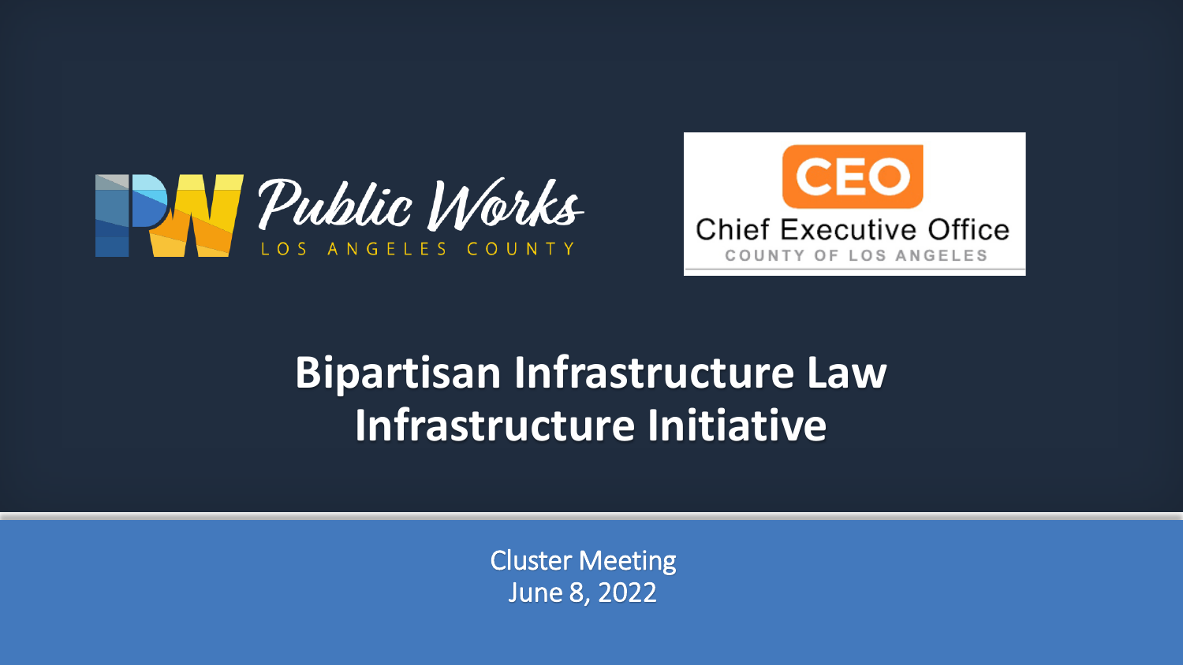Public Works
LOS ANGELES COUNTY

CEO
Chief Executive Office
COUNTY OF LOS ANGELES

# Bipartisan Infrastructure Law Infrastructure Initiative

Cluster Meeting
June 8, 2022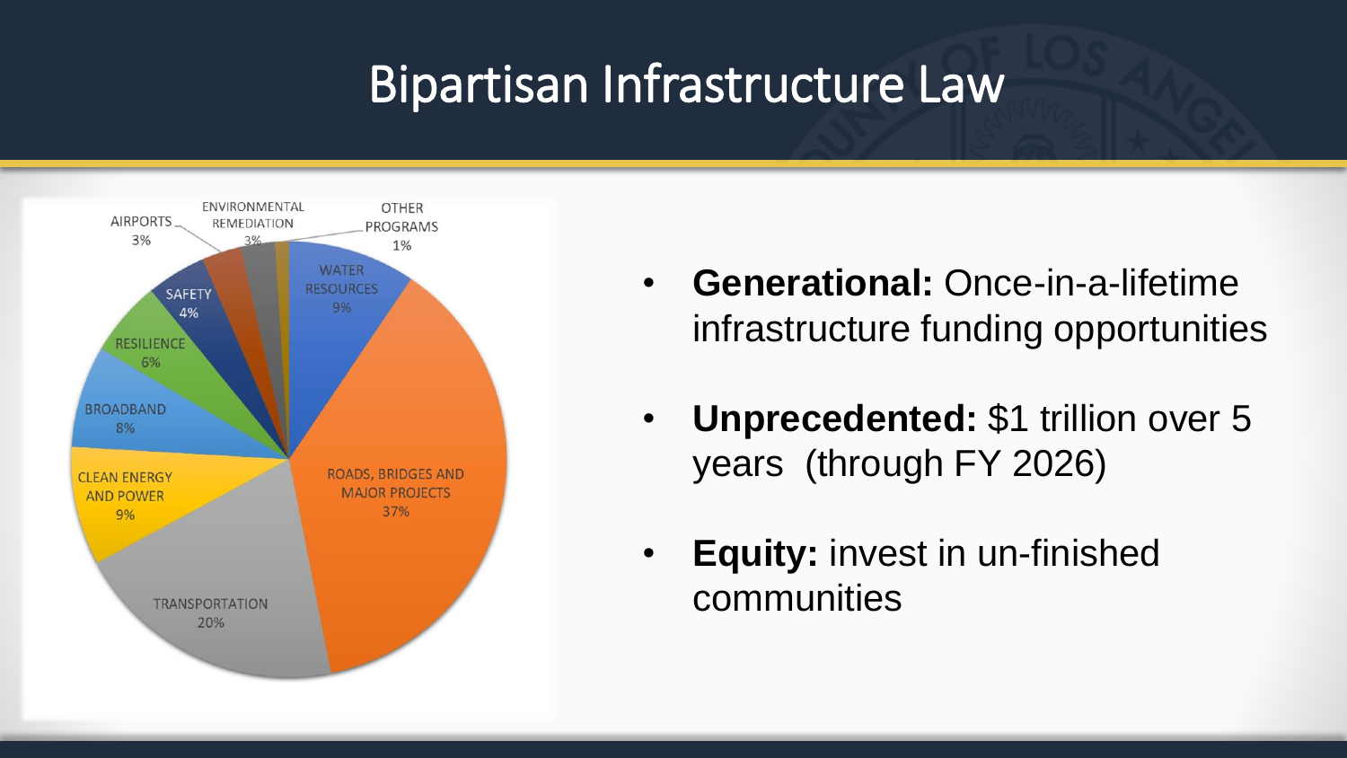# Bipartisan Infrastructure Law

| Category | Share |
| --- | --- |
| Roads, Bridges and Major Projects | 37% |
| Transportation | 20% |
| Clean Energy and Power | 9% |
| Water Resources | 9% |
| Broadband | 8% |
| Resilience | 6% |
| Safety | 4% |
| Airports | 3% |
| Environmental Remediation | 3% |
| Other Programs | 1% |

- **Generational:** Once-in-a-lifetime infrastructure funding opportunities
- **Unprecedented:** $1 trillion over 5 years (through FY 2026)
- **Equity:** invest in un-finished communities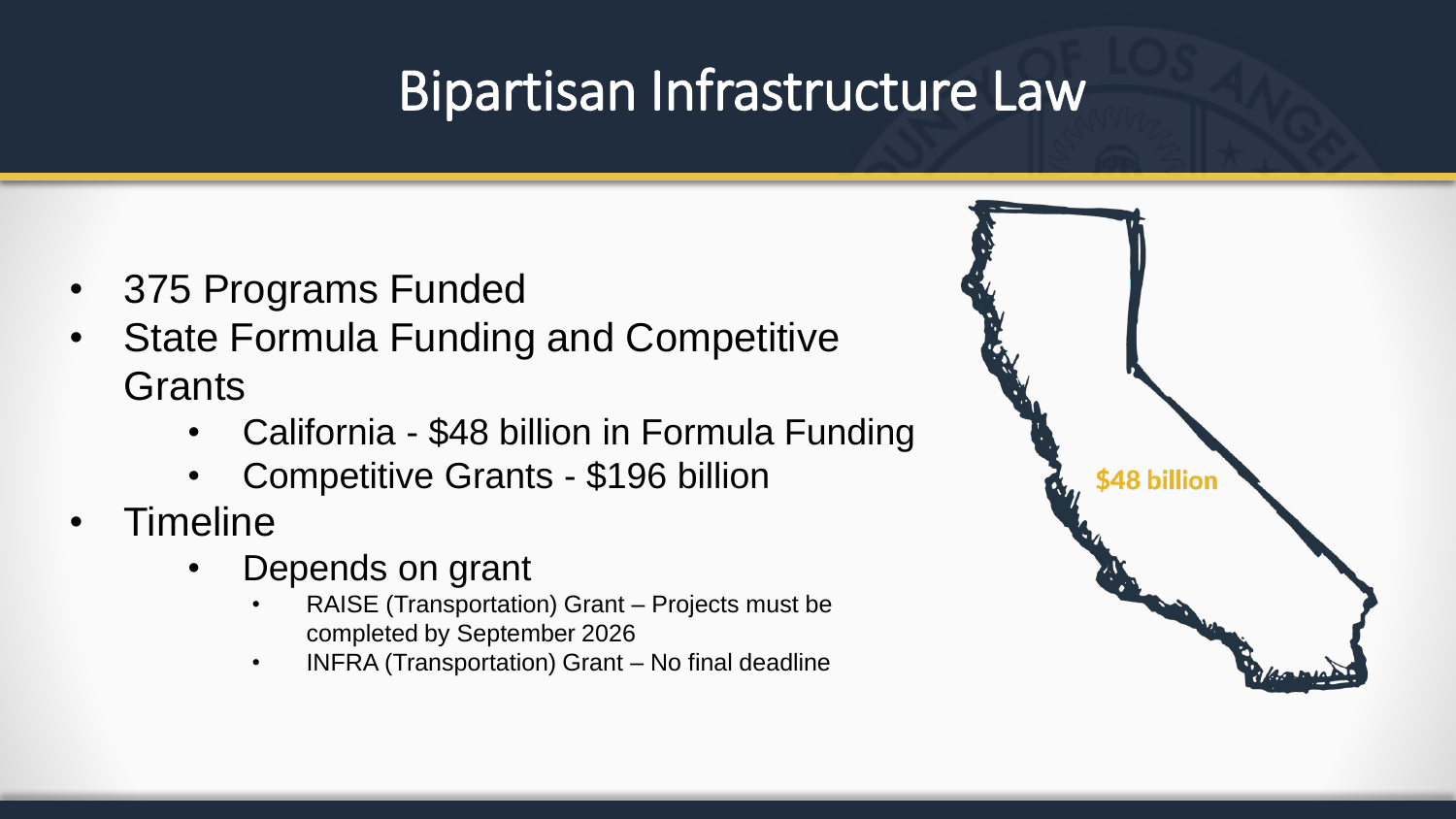# Bipartisan Infrastructure Law

- 375 Programs Funded
- State Formula Funding and Competitive Grants
  - California - $48 billion in Formula Funding
  - Competitive Grants - $196 billion
- Timeline
  - Depends on grant
    - RAISE (Transportation) Grant – Projects must be completed by September 2026
    - INFRA (Transportation) Grant – No final deadline

$48 billion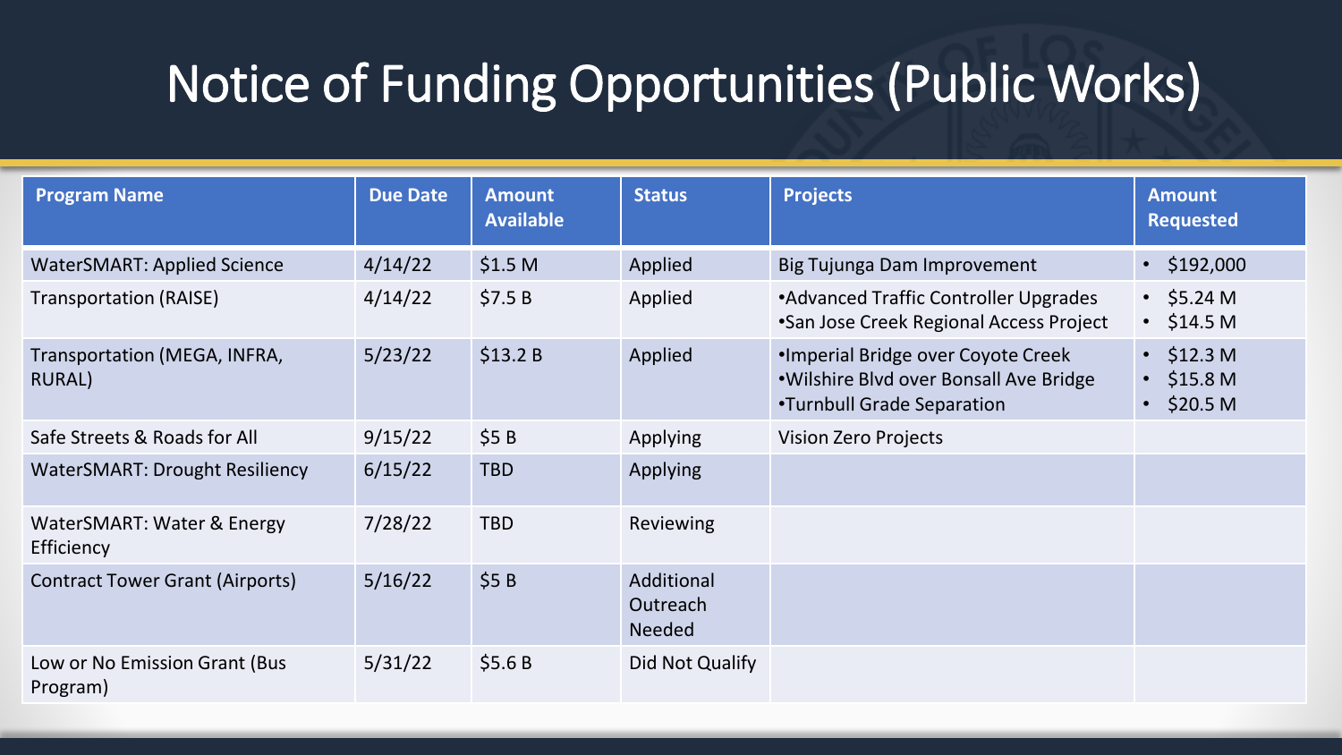# Notice of Funding Opportunities (Public Works)

| Program Name | Due Date | Amount Available | Status | Projects | Amount Requested |
|---|---|---|---|---|---|
| WaterSMART: Applied Science | 4/14/22 | $1.5 M | Applied | Big Tujunga Dam Improvement | • $192,000 |
| Transportation (RAISE) | 4/14/22 | $7.5 B | Applied | •Advanced Traffic Controller Upgrades<br>•San Jose Creek Regional Access Project | • $5.24 M<br>• $14.5 M |
| Transportation (MEGA, INFRA, RURAL) | 5/23/22 | $13.2 B | Applied | •Imperial Bridge over Coyote Creek<br>•Wilshire Blvd over Bonsall Ave Bridge<br>•Turnbull Grade Separation | • $12.3 M<br>• $15.8 M<br>• $20.5 M |
| Safe Streets & Roads for All | 9/15/22 | $5 B | Applying | Vision Zero Projects | |
| WaterSMART: Drought Resiliency | 6/15/22 | TBD | Applying | | |
| WaterSMART: Water & Energy Efficiency | 7/28/22 | TBD | Reviewing | | |
| Contract Tower Grant (Airports) | 5/16/22 | $5 B | Additional Outreach Needed | | |
| Low or No Emission Grant (Bus Program) | 5/31/22 | $5.6 B | Did Not Qualify | | |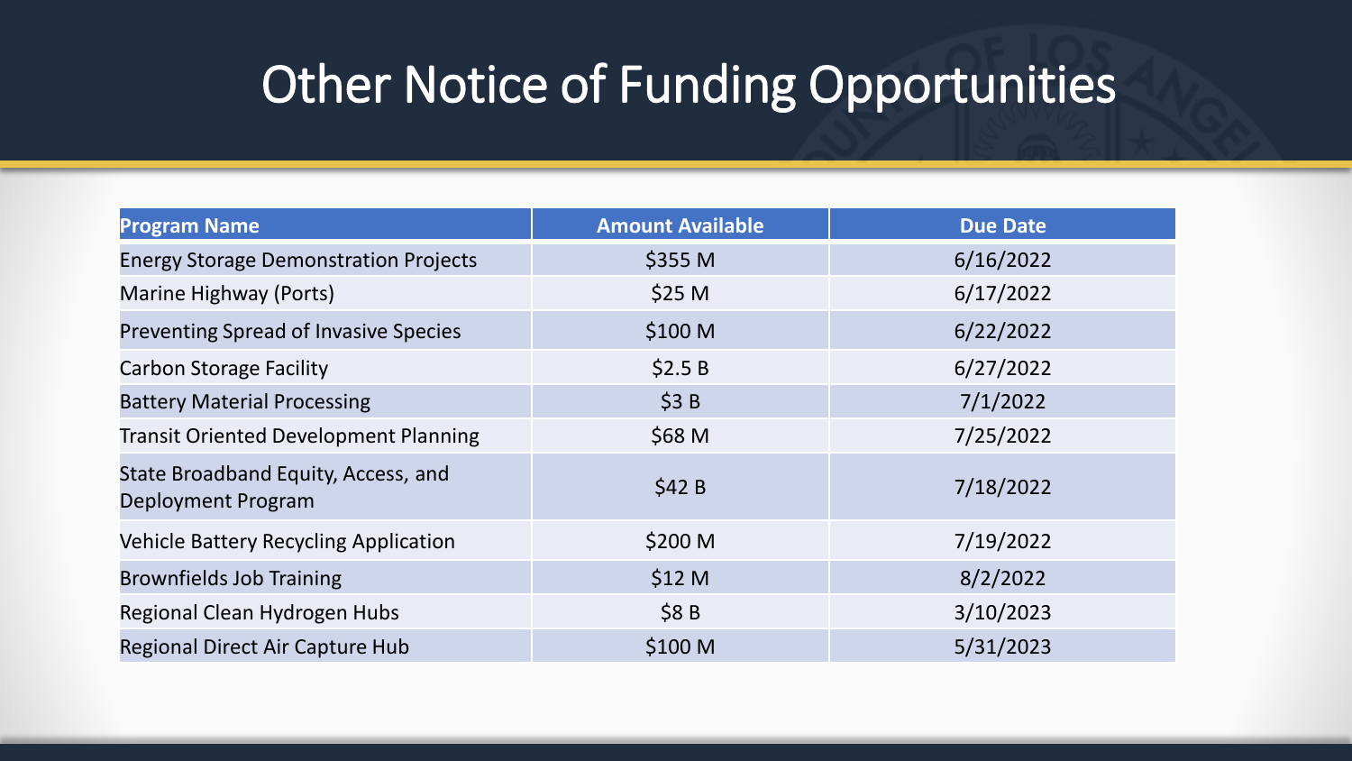# Other Notice of Funding Opportunities

| Program Name | Amount Available | Due Date |
|---|---|---|
| Energy Storage Demonstration Projects | $355 M | 6/16/2022 |
| Marine Highway (Ports) | $25 M | 6/17/2022 |
| Preventing Spread of Invasive Species | $100 M | 6/22/2022 |
| Carbon Storage Facility | $2.5 B | 6/27/2022 |
| Battery Material Processing | $3 B | 7/1/2022 |
| Transit Oriented Development Planning | $68 M | 7/25/2022 |
| State Broadband Equity, Access, and Deployment Program | $42 B | 7/18/2022 |
| Vehicle Battery Recycling Application | $200 M | 7/19/2022 |
| Brownfields Job Training | $12 M | 8/2/2022 |
| Regional Clean Hydrogen Hubs | $8 B | 3/10/2023 |
| Regional Direct Air Capture Hub | $100 M | 5/31/2023 |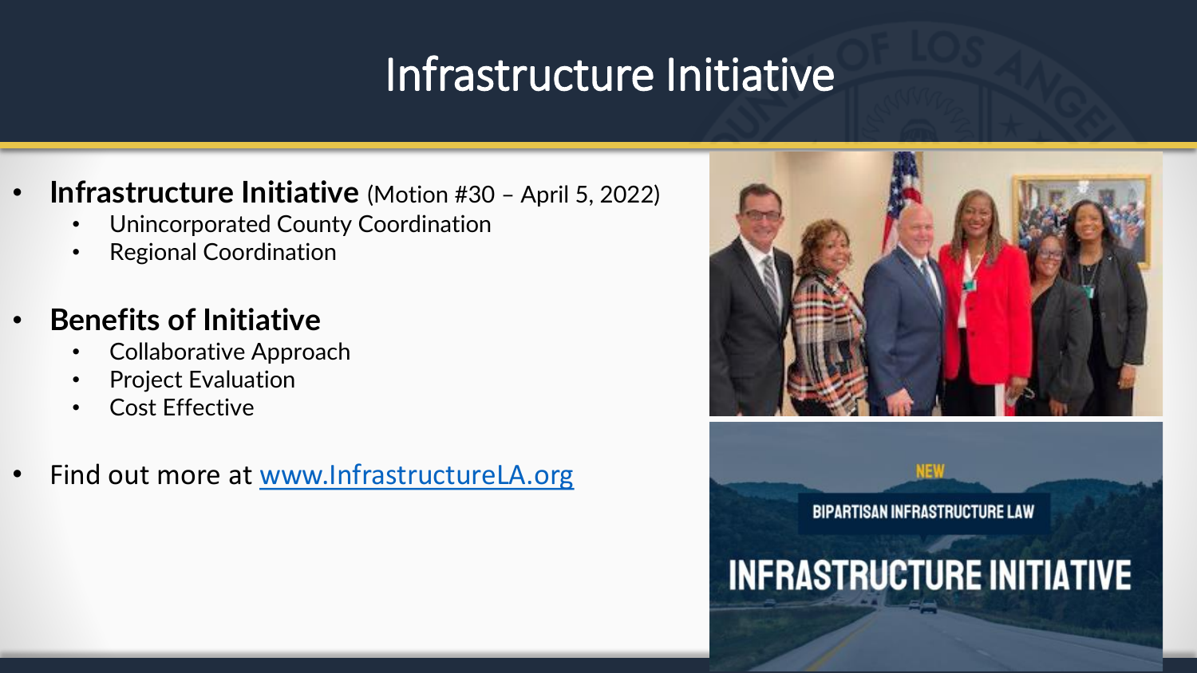# Infrastructure Initiative

- **Infrastructure Initiative** (Motion #30 – April 5, 2022)
  - Unincorporated County Coordination
  - Regional Coordination
- **Benefits of Initiative**
  - Collaborative Approach
  - Project Evaluation
  - Cost Effective
- Find out more at www.InfrastructureLA.org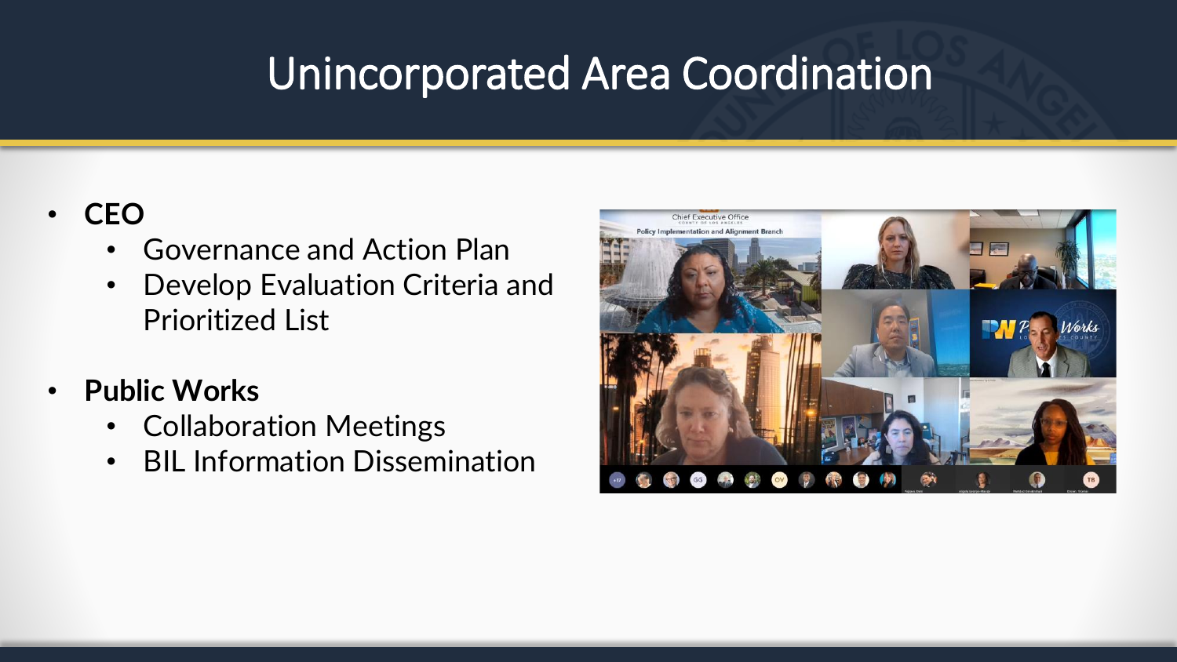# Unincorporated Area Coordination

- **CEO**
  - Governance and Action Plan
  - Develop Evaluation Criteria and Prioritized List
- **Public Works**
  - Collaboration Meetings
  - BIL Information Dissemination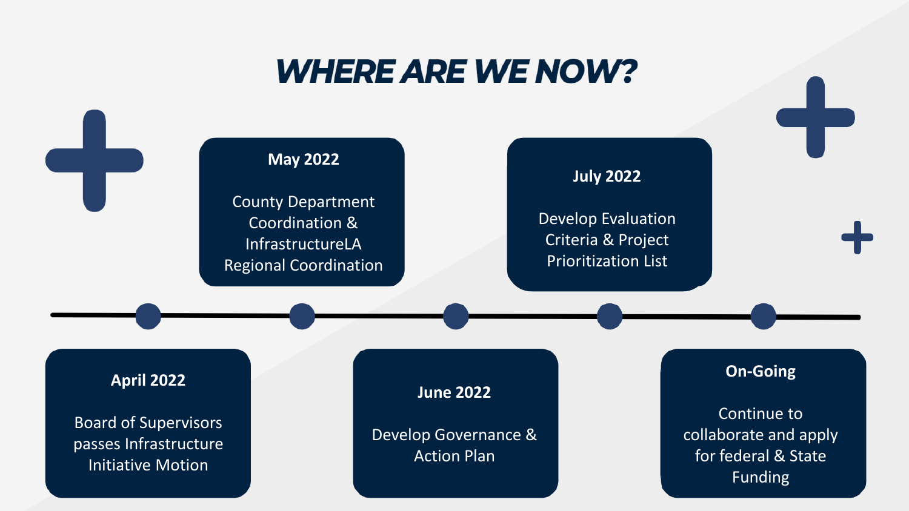# WHERE ARE WE NOW?

**April 2022**

Board of Supervisors passes Infrastructure Initiative Motion

**May 2022**

County Department Coordination & InfrastructureLA Regional Coordination

**June 2022**

Develop Governance & Action Plan

**July 2022**

Develop Evaluation Criteria & Project Prioritization List

**On-Going**

Continue to collaborate and apply for federal & State Funding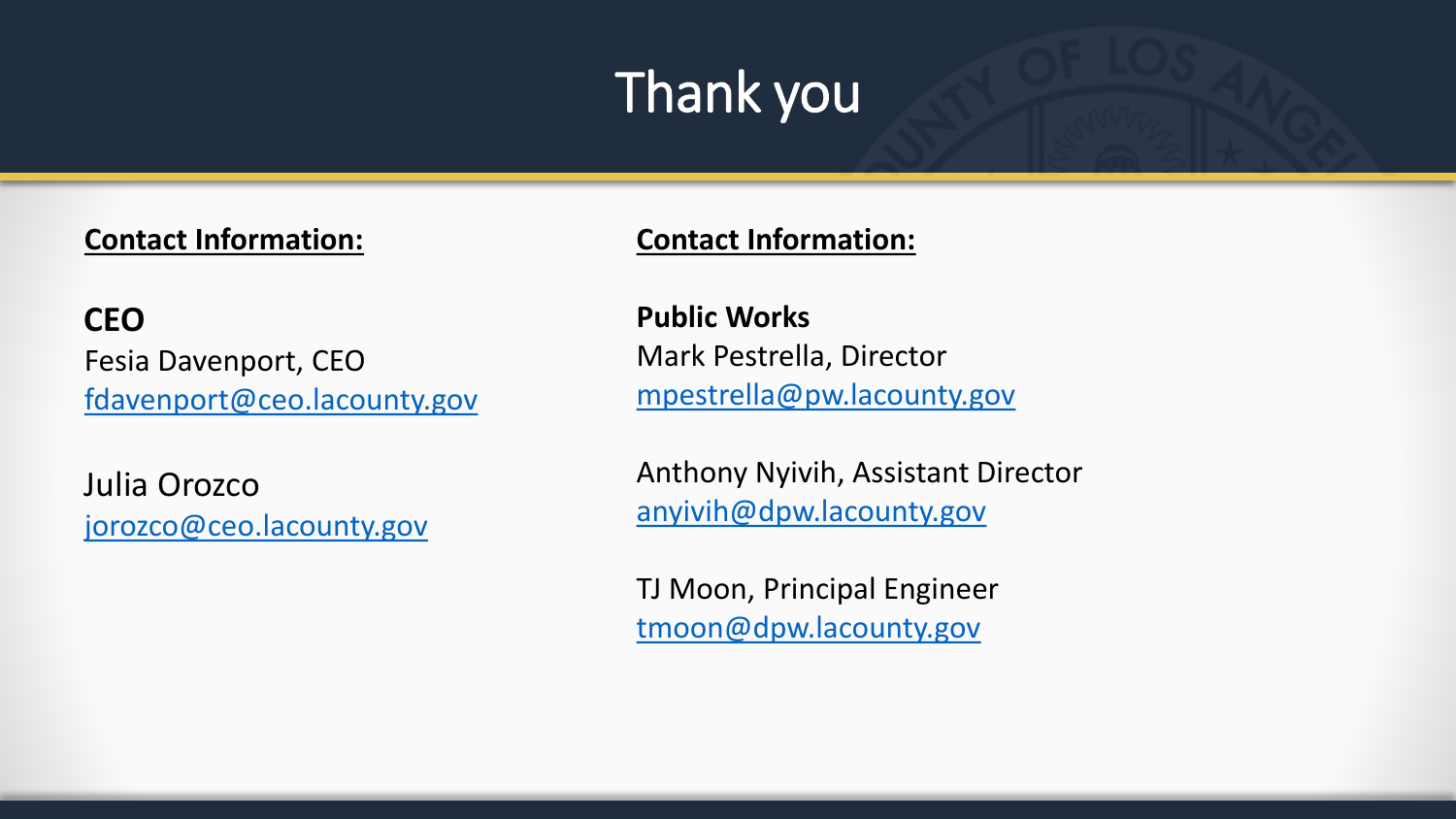# Thank you

**Contact Information:**

**CEO**
Fesia Davenport, CEO
fdavenport@ceo.lacounty.gov

Julia Orozco
jorozco@ceo.lacounty.gov

**Contact Information:**

**Public Works**
Mark Pestrella, Director
mpestrella@pw.lacounty.gov

Anthony Nyivih, Assistant Director
anyivih@dpw.lacounty.gov

TJ Moon, Principal Engineer
tmoon@dpw.lacounty.gov